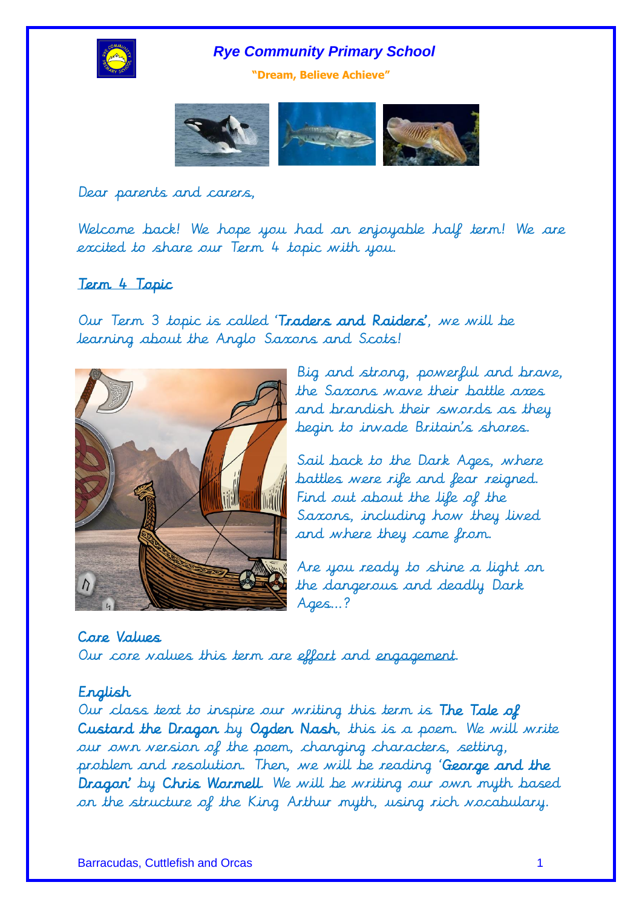# Rye Community Primary School

**"Dream, Believe Achieve"**

Dear parents and carers,

Welcome back! We hope you had an enjoyable half term! We are excited to share our Term 4 topic with you.

## Term 4 Topic

Our Term 3 topic is called '**Traders and Raiders**', we will be learning about the Anglo Saxons and Scots!

Big and strong, powerful and brave, the Saxons wave their battle axes and brandish their swords as they begin to invade Britain's shores.

Sail back to the Dark Ages, where battles were rife and fear reigned. Find out about the life of the Saxons, including how they lived and where they came from.

Are you ready to shine a light on the dangerous and deadly Dark Ages...?

## Core Values

Our core values this term are effort and engagement.

## English

Our class text to inspire our writing this term is **The Tale of Custard the Dragon** by **Ogden Nash**, this is a poem. We will write our own version of the poem, changing characters, setting, problem and resolution. Then, we will be reading '**George and the Dragon**' by **Chris Wormell**. We will be writing our own myth based on the structure of the King Arthur myth, using rich vocabulary.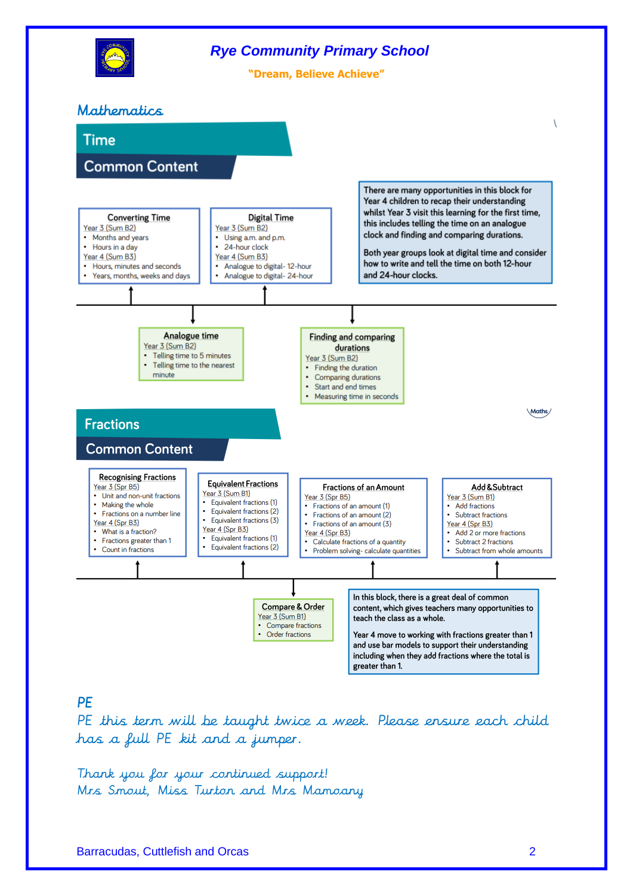# Rye Community Primary School

**"Dream, Believe Achieve"**

## Mathematics

### Time

#### Common Content

**Converting Time**

Year 3 (Sum B2)
- Months and years
- Hours in a day

Year 4 (Sum B3)
- Hours, minutes and seconds
- Years, months, weeks and days

**Digital Time**

Year 3 (Sum B2)
- Using a.m. and p.m.
- 24-hour clock

Year 4 (Sum B3)
- Analogue to digital- 12-hour
- Analogue to digital- 24-hour

There are many opportunities in this block for Year 4 children to recap their understanding whilst Year 3 visit this learning for the first time, this includes telling the time on an analogue clock and finding and comparing durations.

Both year groups look at digital time and consider how to write and tell the time on both 12-hour and 24-hour clocks.

**Analogue time**

Year 3 (Sum B2)
- Telling time to 5 minutes
- Telling time to the nearest minute

**Finding and comparing durations**

Year 3 (Sum B2)
- Finding the duration
- Comparing durations
- Start and end times
- Measuring time in seconds

### Fractions

#### Common Content

**Recognising Fractions**

Year 3 (Spr B5)
- Unit and non-unit fractions
- Making the whole
- Fractions on a number line

Year 4 (Spr B3)
- What is a fraction?
- Fractions greater than 1
- Count in fractions

**Equivalent Fractions**

Year 3 (Sum B1)
- Equivalent fractions (1)
- Equivalent fractions (2)
- Equivalent fractions (3)

Year 4 (Spr B3)
- Equivalent fractions (1)
- Equivalent fractions (2)

**Fractions of an Amount**

Year 3 (Spr B5)
- Fractions of an amount (1)
- Fractions of an amount (2)
- Fractions of an amount (3)

Year 4 (Spr B3)
- Calculate fractions of a quantity
- Problem solving- calculate quantities

**Add & Subtract**

Year 3 (Sum B1)
- Add fractions
- Subtract fractions

Year 4 (Spr B3)
- Add 2 or more fractions
- Subtract 2 fractions
- Subtract from whole amounts

**Compare & Order**

Year 3 (Sum B1)
- Compare fractions
- Order fractions

In this block, there is a great deal of common content, which gives teachers many opportunities to teach the class as a whole.

Year 4 move to working with fractions greater than 1 and use bar models to support their understanding including when they add fractions where the total is greater than 1.

## PE

PE this term will be taught twice a week. Please ensure each child has a full PE kit and a jumper.

Thank you for your continued support!
Mrs Smout, Miss Turton and Mrs Mamoany

Barracudas, Cuttlefish and Orcas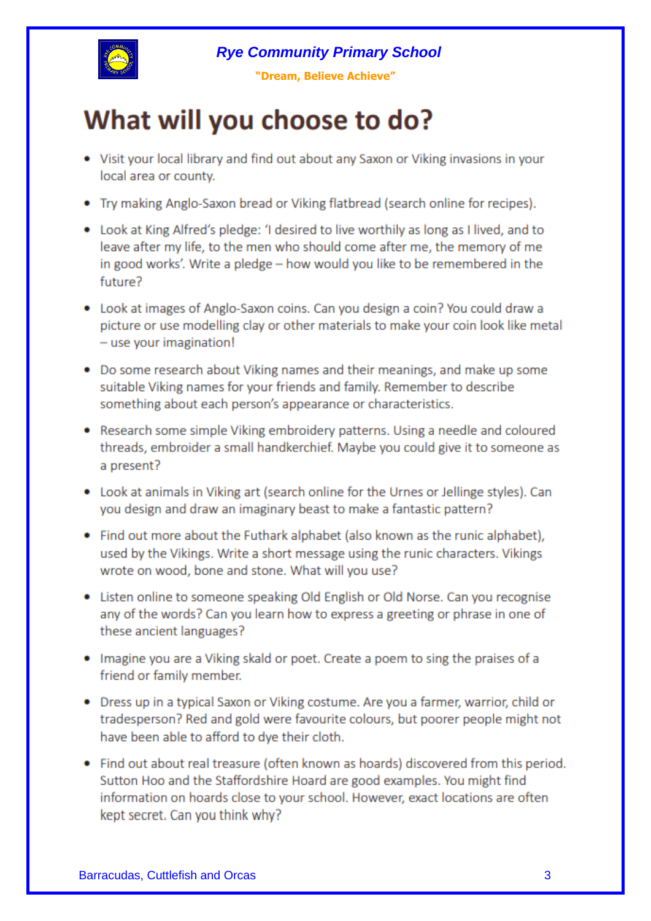# What will you choose to do?

- Visit your local library and find out about any Saxon or Viking invasions in your local area or county.
- Try making Anglo-Saxon bread or Viking flatbread (search online for recipes).
- Look at King Alfred's pledge: 'I desired to live worthily as long as I lived, and to leave after my life, to the men who should come after me, the memory of me in good works'. Write a pledge – how would you like to be remembered in the future?
- Look at images of Anglo-Saxon coins. Can you design a coin? You could draw a picture or use modelling clay or other materials to make your coin look like metal – use your imagination!
- Do some research about Viking names and their meanings, and make up some suitable Viking names for your friends and family. Remember to describe something about each person's appearance or characteristics.
- Research some simple Viking embroidery patterns. Using a needle and coloured threads, embroider a small handkerchief. Maybe you could give it to someone as a present?
- Look at animals in Viking art (search online for the Urnes or Jellinge styles). Can you design and draw an imaginary beast to make a fantastic pattern?
- Find out more about the Futhark alphabet (also known as the runic alphabet), used by the Vikings. Write a short message using the runic characters. Vikings wrote on wood, bone and stone. What will you use?
- Listen online to someone speaking Old English or Old Norse. Can you recognise any of the words? Can you learn how to express a greeting or phrase in one of these ancient languages?
- Imagine you are a Viking skald or poet. Create a poem to sing the praises of a friend or family member.
- Dress up in a typical Saxon or Viking costume. Are you a farmer, warrior, child or tradesperson? Red and gold were favourite colours, but poorer people might not have been able to afford to dye their cloth.
- Find out about real treasure (often known as hoards) discovered from this period. Sutton Hoo and the Staffordshire Hoard are good examples. You might find information on hoards close to your school. However, exact locations are often kept secret. Can you think why?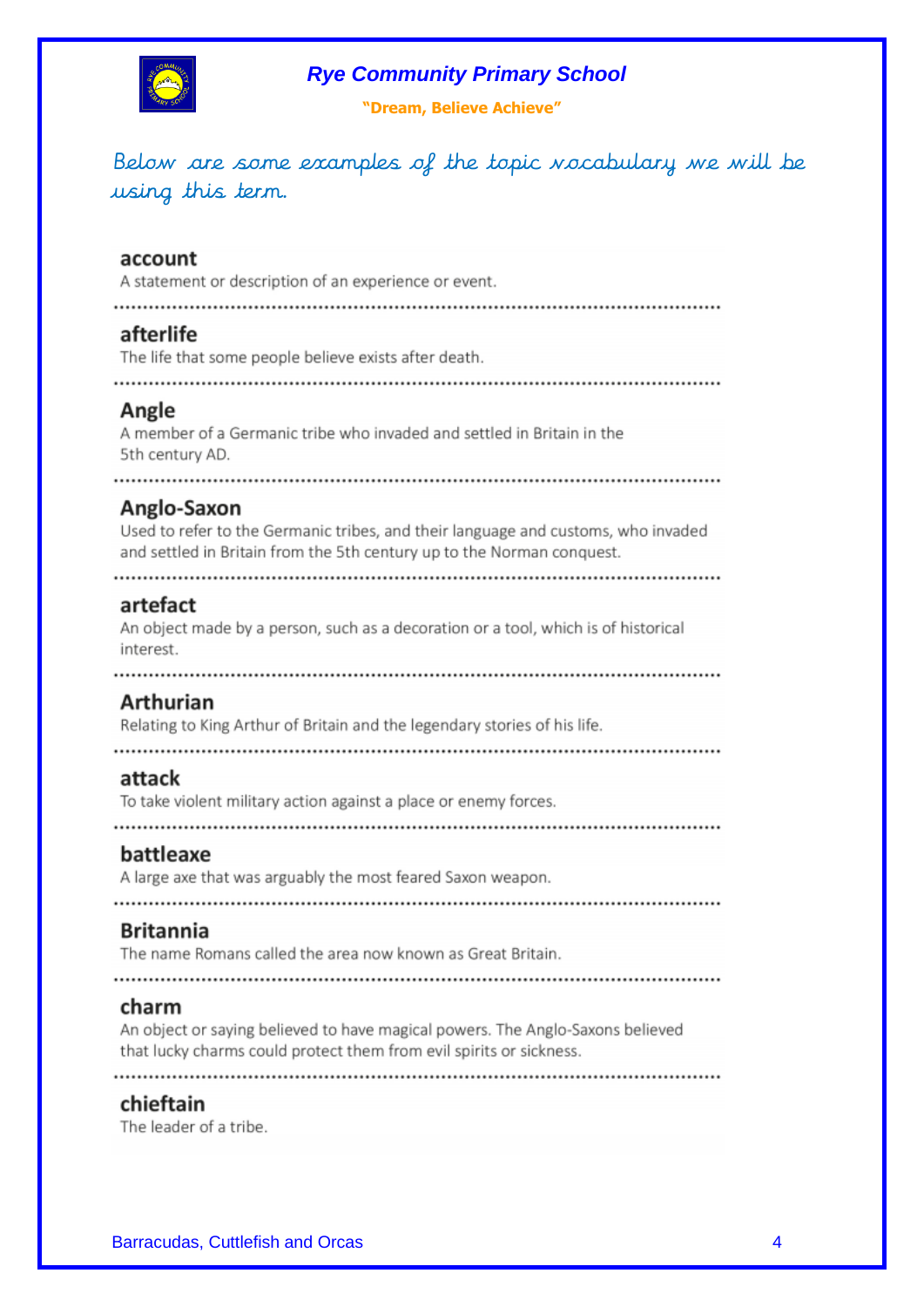**Rye Community Primary School**

**"Dream, Believe Achieve"**

*Below are some examples of the topic vocabulary we will be using this term.*

**account**
A statement or description of an experience or event.

---

**afterlife**
The life that some people believe exists after death.

---

**Angle**
A member of a Germanic tribe who invaded and settled in Britain in the 5th century AD.

---

**Anglo-Saxon**
Used to refer to the Germanic tribes, and their language and customs, who invaded and settled in Britain from the 5th century up to the Norman conquest.

---

**artefact**
An object made by a person, such as a decoration or a tool, which is of historical interest.

---

**Arthurian**
Relating to King Arthur of Britain and the legendary stories of his life.

---

**attack**
To take violent military action against a place or enemy forces.

---

**battleaxe**
A large axe that was arguably the most feared Saxon weapon.

---

**Britannia**
The name Romans called the area now known as Great Britain.

---

**charm**
An object or saying believed to have magical powers. The Anglo-Saxons believed that lucky charms could protect them from evil spirits or sickness.

---

**chieftain**
The leader of a tribe.

Barracudas, Cuttlefish and Orcas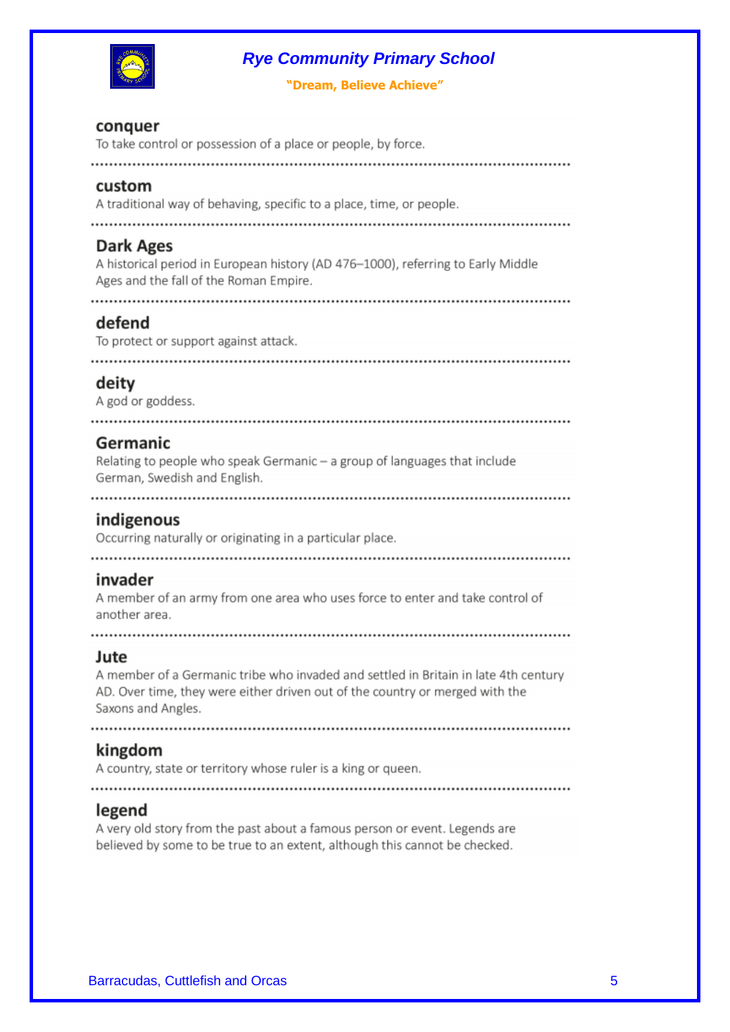**conquer**
To take control or possession of a place or people, by force.

---

**custom**
A traditional way of behaving, specific to a place, time, or people.

---

**Dark Ages**
A historical period in European history (AD 476–1000), referring to Early Middle Ages and the fall of the Roman Empire.

---

**defend**
To protect or support against attack.

---

**deity**
A god or goddess.

---

**Germanic**
Relating to people who speak Germanic – a group of languages that include German, Swedish and English.

---

**indigenous**
Occurring naturally or originating in a particular place.

---

**invader**
A member of an army from one area who uses force to enter and take control of another area.

---

**Jute**
A member of a Germanic tribe who invaded and settled in Britain in late 4th century AD. Over time, they were either driven out of the country or merged with the Saxons and Angles.

---

**kingdom**
A country, state or territory whose ruler is a king or queen.

---

**legend**
A very old story from the past about a famous person or event. Legends are believed by some to be true to an extent, although this cannot be checked.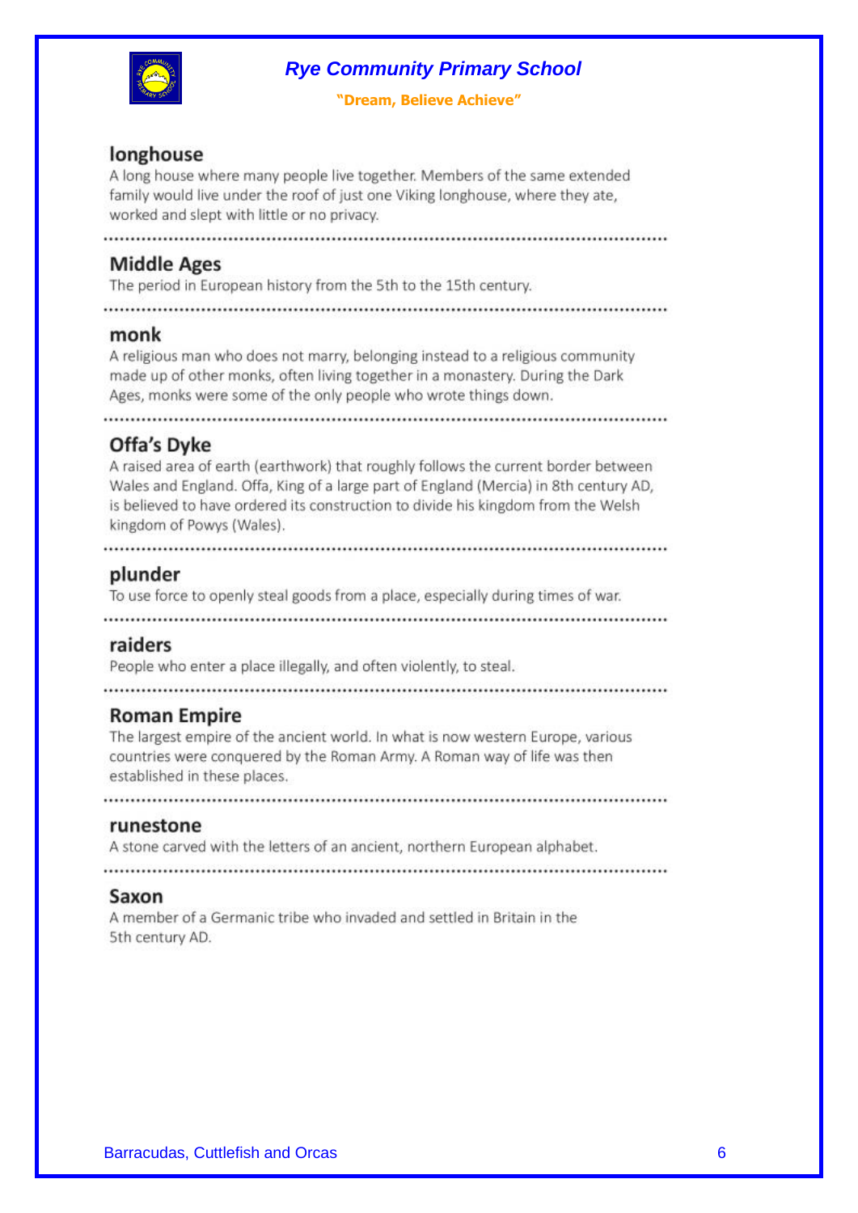### longhouse

A long house where many people live together. Members of the same extended family would live under the roof of just one Viking longhouse, where they ate, worked and slept with little or no privacy.

### Middle Ages

The period in European history from the 5th to the 15th century.

### monk

A religious man who does not marry, belonging instead to a religious community made up of other monks, often living together in a monastery. During the Dark Ages, monks were some of the only people who wrote things down.

### Offa's Dyke

A raised area of earth (earthwork) that roughly follows the current border between Wales and England. Offa, King of a large part of England (Mercia) in 8th century AD, is believed to have ordered its construction to divide his kingdom from the Welsh kingdom of Powys (Wales).

### plunder

To use force to openly steal goods from a place, especially during times of war.

### raiders

People who enter a place illegally, and often violently, to steal.

### Roman Empire

The largest empire of the ancient world. In what is now western Europe, various countries were conquered by the Roman Army. A Roman way of life was then established in these places.

### runestone

A stone carved with the letters of an ancient, northern European alphabet.

### Saxon

A member of a Germanic tribe who invaded and settled in Britain in the 5th century AD.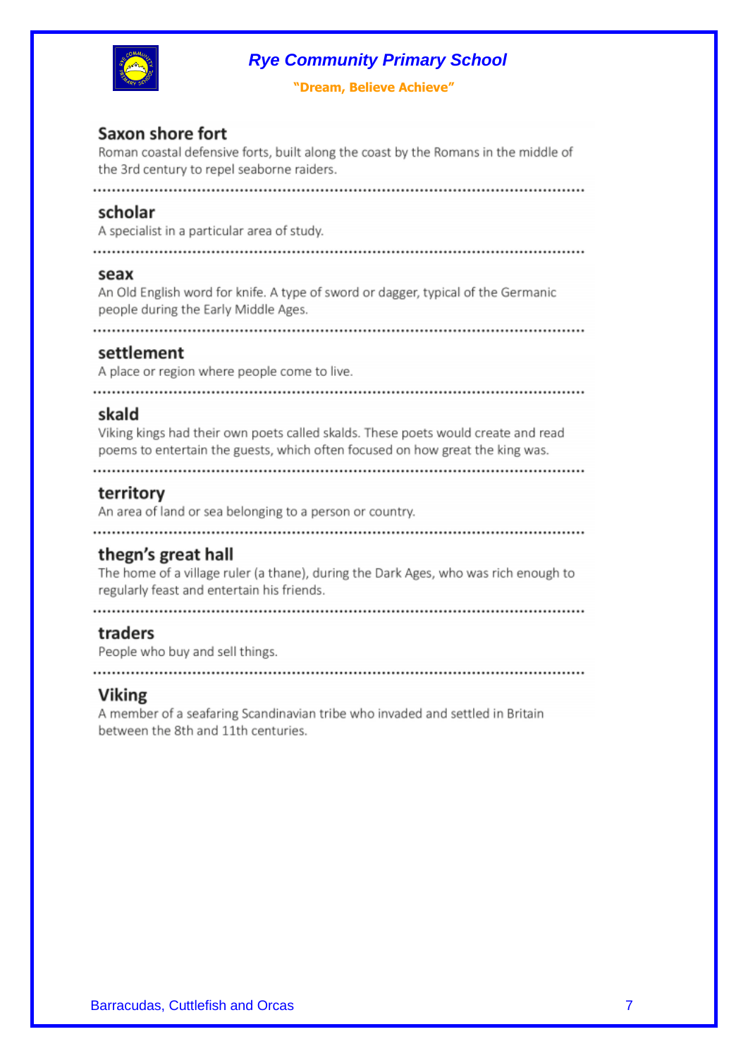### Saxon shore fort
Roman coastal defensive forts, built along the coast by the Romans in the middle of the 3rd century to repel seaborne raiders.

### scholar
A specialist in a particular area of study.

### seax
An Old English word for knife. A type of sword or dagger, typical of the Germanic people during the Early Middle Ages.

### settlement
A place or region where people come to live.

### skald
Viking kings had their own poets called skalds. These poets would create and read poems to entertain the guests, which often focused on how great the king was.

### territory
An area of land or sea belonging to a person or country.

### thegn's great hall
The home of a village ruler (a thane), during the Dark Ages, who was rich enough to regularly feast and entertain his friends.

### traders
People who buy and sell things.

### Viking
A member of a seafaring Scandinavian tribe who invaded and settled in Britain between the 8th and 11th centuries.